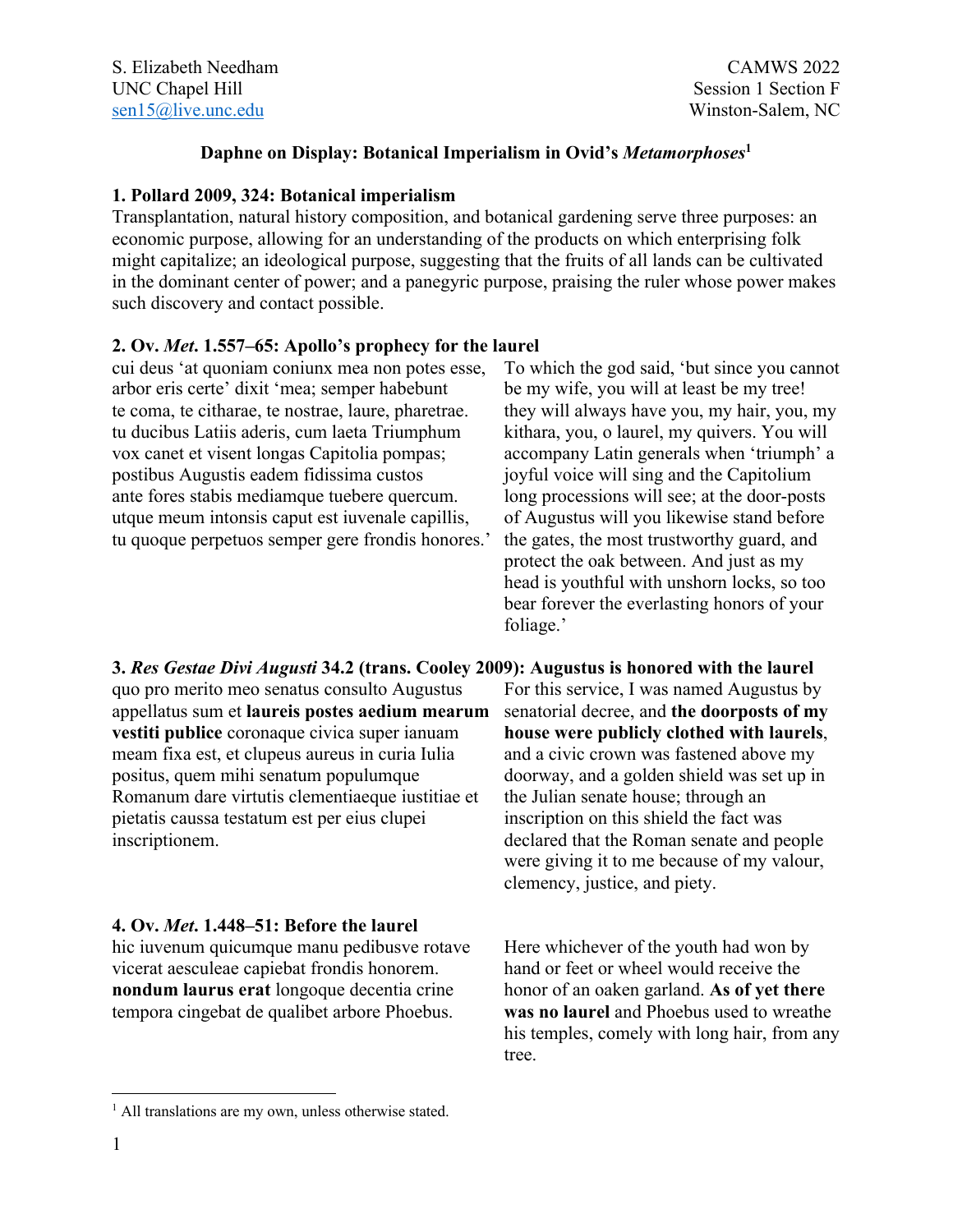S. Elizabeth Needham
UNC Chapel Hill
sen15@live.unc.edu

CAMWS 2022
Session 1 Section F
Winston-Salem, NC

## Daphne on Display: Botanical Imperialism in Ovid's *Metamorphoses*[1]

### 1. Pollard 2009, 324: Botanical imperialism

Transplantation, natural history composition, and botanical gardening serve three purposes: an economic purpose, allowing for an understanding of the products on which enterprising folk might capitalize; an ideological purpose, suggesting that the fruits of all lands can be cultivated in the dominant center of power; and a panegyric purpose, praising the ruler whose power makes such discovery and contact possible.

### 2. Ov. *Met.* 1.557–65: Apollo's prophecy for the laurel

cui deus 'at quoniam coniunx mea non potes esse,
arbor eris certe' dixit 'mea; semper habebunt
te coma, te citharae, te nostrae, laure, pharetrae.
tu ducibus Latiis aderis, cum laeta Triumphum
vox canet et visent longas Capitolia pompas;
postibus Augustis eadem fidissima custos
ante fores stabis mediamque tuebere quercum.
utque meum intonsis caput est iuvenale capillis,
tu quoque perpetuos semper gere frondis honores.'

To which the god said, 'but since you cannot be my wife, you will at least be my tree! they will always have you, my hair, you, my kithara, you, o laurel, my quivers. You will accompany Latin generals when 'triumph' a joyful voice will sing and the Capitolium long processions will see; at the door-posts of Augustus will you likewise stand before the gates, the most trustworthy guard, and protect the oak between. And just as my head is youthful with unshorn locks, so too bear forever the everlasting honors of your foliage.'

### 3. *Res Gestae Divi Augusti* 34.2 (trans. Cooley 2009): Augustus is honored with the laurel

quo pro merito meo senatus consulto Augustus appellatus sum et **laureis postes aedium mearum vestiti publice** coronaque civica super ianuam meam fixa est, et clupeus aureus in curia Iulia positus, quem mihi senatum populumque Romanum dare virtutis clementiaeque iustitiae et pietatis caussa testatum est per eius clupei inscriptionem.

For this service, I was named Augustus by senatorial decree, and **the doorposts of my house were publicly clothed with laurels**, and a civic crown was fastened above my doorway, and a golden shield was set up in the Julian senate house; through an inscription on this shield the fact was declared that the Roman senate and people were giving it to me because of my valour, clemency, justice, and piety.

### 4. Ov. *Met.* 1.448–51: Before the laurel

hic iuvenum quicumque manu pedibusve rotave
vicerat aesculeae capiebat frondis honorem.
**nondum laurus erat** longoque decentia crine
tempora cingebat de qualibet arbore Phoebus.

Here whichever of the youth had won by hand or feet or wheel would receive the honor of an oaken garland. **As of yet there was no laurel** and Phoebus used to wreathe his temples, comely with long hair, from any tree.

---

[1] All translations are my own, unless otherwise stated.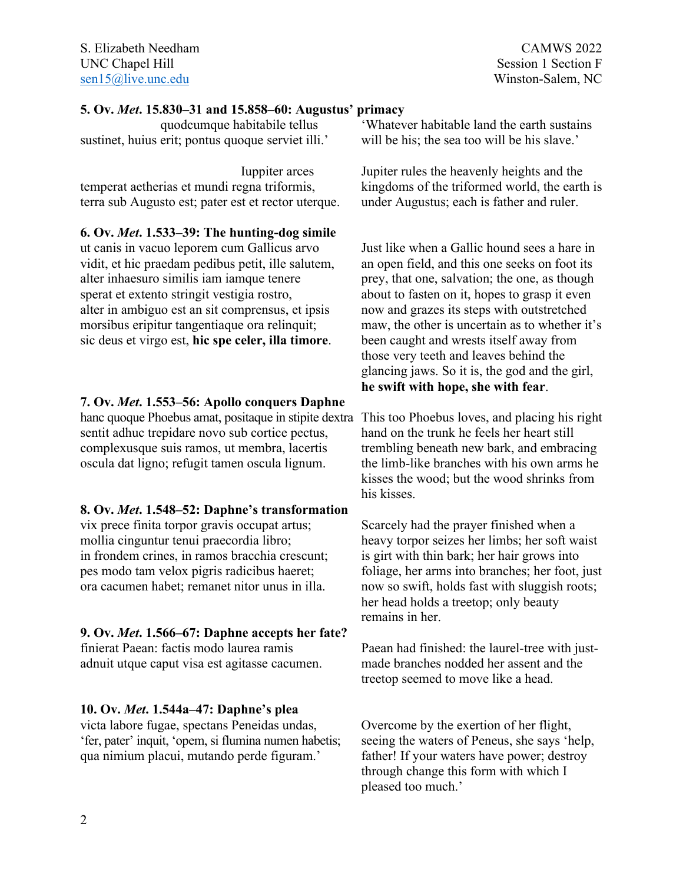### 5. Ov. *Met*. 15.830–31 and 15.858–60: Augustus' primacy

quodcumque habitabile tellus
sustinet, huius erit; pontus quoque serviet illi.'

'Whatever habitable land the earth sustains will be his; the sea too will be his slave.'

Iuppiter arces
temperat aetherias et mundi regna triformis,
terra sub Augusto est; pater est et rector uterque.

Jupiter rules the heavenly heights and the kingdoms of the triformed world, the earth is under Augustus; each is father and ruler.

### 6. Ov. *Met*. 1.533–39: The hunting-dog simile

ut canis in vacuo leporem cum Gallicus arvo
vidit, et hic praedam pedibus petit, ille salutem,
alter inhaesuro similis iam iamque tenere
sperat et extento stringit vestigia rostro,
alter in ambiguo est an sit comprensus, et ipsis
morsibus eripitur tangentiaque ora relinquit;
sic deus et virgo est, **hic spe celer, illa timore**.

Just like when a Gallic hound sees a hare in an open field, and this one seeks on foot its prey, that one, salvation; the one, as though about to fasten on it, hopes to grasp it even now and grazes its steps with outstretched maw, the other is uncertain as to whether it's been caught and wrests itself away from those very teeth and leaves behind the glancing jaws. So it is, the god and the girl, **he swift with hope, she with fear**.

### 7. Ov. *Met*. 1.553–56: Apollo conquers Daphne

hanc quoque Phoebus amat, positaque in stipite dextra
sentit adhuc trepidare novo sub cortice pectus,
complexusque suis ramos, ut membra, lacertis
oscula dat ligno; refugit tamen oscula lignum.

This too Phoebus loves, and placing his right hand on the trunk he feels her heart still trembling beneath new bark, and embracing the limb-like branches with his own arms he kisses the wood; but the wood shrinks from his kisses.

### 8. Ov. *Met*. 1.548–52: Daphne's transformation

vix prece finita torpor gravis occupat artus;
mollia cinguntur tenui praecordia libro;
in frondem crines, in ramos bracchia crescunt;
pes modo tam velox pigris radicibus haeret;
ora cacumen habet; remanet nitor unus in illa.

Scarcely had the prayer finished when a heavy torpor seizes her limbs; her soft waist is girt with thin bark; her hair grows into foliage, her arms into branches; her foot, just now so swift, holds fast with sluggish roots; her head holds a treetop; only beauty remains in her.

### 9. Ov. *Met*. 1.566–67: Daphne accepts her fate?

finierat Paean: factis modo laurea ramis
adnuit utque caput visa est agitasse cacumen.

Paean had finished: the laurel-tree with just-made branches nodded her assent and the treetop seemed to move like a head.

### 10. Ov. *Met*. 1.544a–47: Daphne's plea

victa labore fugae, spectans Peneidas undas,
'fer, pater' inquit, 'opem, si flumina numen habetis;
qua nimium placui, mutando perde figuram.'

Overcome by the exertion of her flight, seeing the waters of Peneus, she says 'help, father! If your waters have power; destroy through change this form with which I pleased too much.'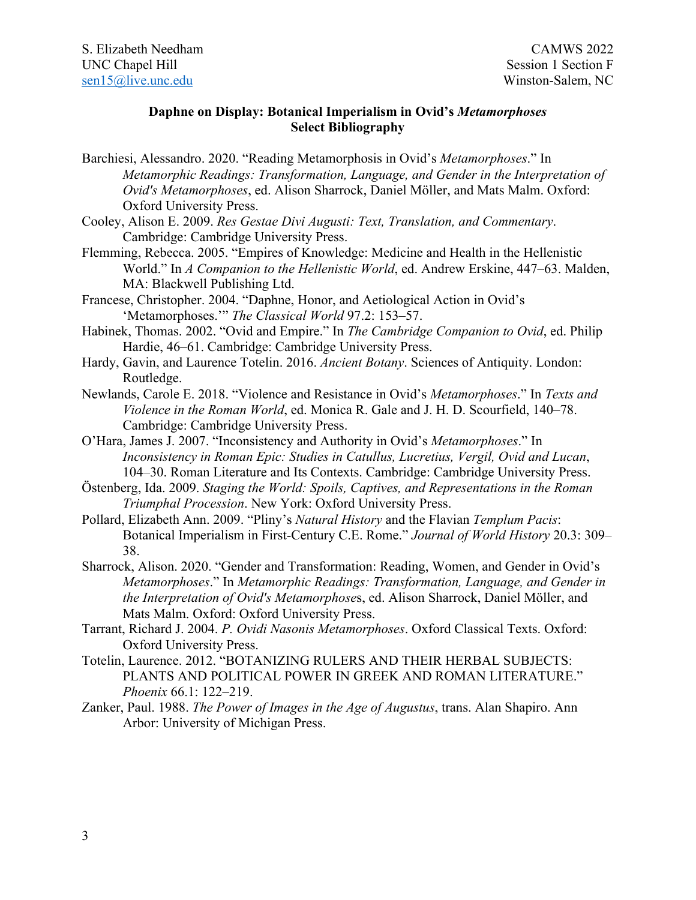S. Elizabeth Needham  
UNC Chapel Hill  
sen15@live.unc.edu

CAMWS 2022  
Session 1 Section F  
Winston-Salem, NC

**Daphne on Display: Botanical Imperialism in Ovid's *Metamorphoses***  
**Select Bibliography**

Barchiesi, Alessandro. 2020. "Reading Metamorphosis in Ovid's *Metamorphoses*." In *Metamorphic Readings: Transformation, Language, and Gender in the Interpretation of Ovid's Metamorphoses*, ed. Alison Sharrock, Daniel Möller, and Mats Malm. Oxford: Oxford University Press.

Cooley, Alison E. 2009. *Res Gestae Divi Augusti: Text, Translation, and Commentary*. Cambridge: Cambridge University Press.

Flemming, Rebecca. 2005. "Empires of Knowledge: Medicine and Health in the Hellenistic World." In *A Companion to the Hellenistic World*, ed. Andrew Erskine, 447–63. Malden, MA: Blackwell Publishing Ltd.

Francese, Christopher. 2004. "Daphne, Honor, and Aetiological Action in Ovid's 'Metamorphoses.'" *The Classical World* 97.2: 153–57.

Habinek, Thomas. 2002. "Ovid and Empire." In *The Cambridge Companion to Ovid*, ed. Philip Hardie, 46–61. Cambridge: Cambridge University Press.

Hardy, Gavin, and Laurence Totelin. 2016. *Ancient Botany*. Sciences of Antiquity. London: Routledge.

Newlands, Carole E. 2018. "Violence and Resistance in Ovid's *Metamorphoses*." In *Texts and Violence in the Roman World*, ed. Monica R. Gale and J. H. D. Scourfield, 140–78. Cambridge: Cambridge University Press.

O'Hara, James J. 2007. "Inconsistency and Authority in Ovid's *Metamorphoses*." In *Inconsistency in Roman Epic: Studies in Catullus, Lucretius, Vergil, Ovid and Lucan*, 104–30. Roman Literature and Its Contexts. Cambridge: Cambridge University Press.

Östenberg, Ida. 2009. *Staging the World: Spoils, Captives, and Representations in the Roman Triumphal Procession*. New York: Oxford University Press.

Pollard, Elizabeth Ann. 2009. "Pliny's *Natural History* and the Flavian *Templum Pacis*: Botanical Imperialism in First-Century C.E. Rome." *Journal of World History* 20.3: 309–38.

Sharrock, Alison. 2020. "Gender and Transformation: Reading, Women, and Gender in Ovid's *Metamorphoses*." In *Metamorphic Readings: Transformation, Language, and Gender in the Interpretation of Ovid's Metamorphoses*, ed. Alison Sharrock, Daniel Möller, and Mats Malm. Oxford: Oxford University Press.

Tarrant, Richard J. 2004. *P. Ovidi Nasonis Metamorphoses*. Oxford Classical Texts. Oxford: Oxford University Press.

Totelin, Laurence. 2012. "BOTANIZING RULERS AND THEIR HERBAL SUBJECTS: PLANTS AND POLITICAL POWER IN GREEK AND ROMAN LITERATURE." *Phoenix* 66.1: 122–219.

Zanker, Paul. 1988. *The Power of Images in the Age of Augustus*, trans. Alan Shapiro. Ann Arbor: University of Michigan Press.